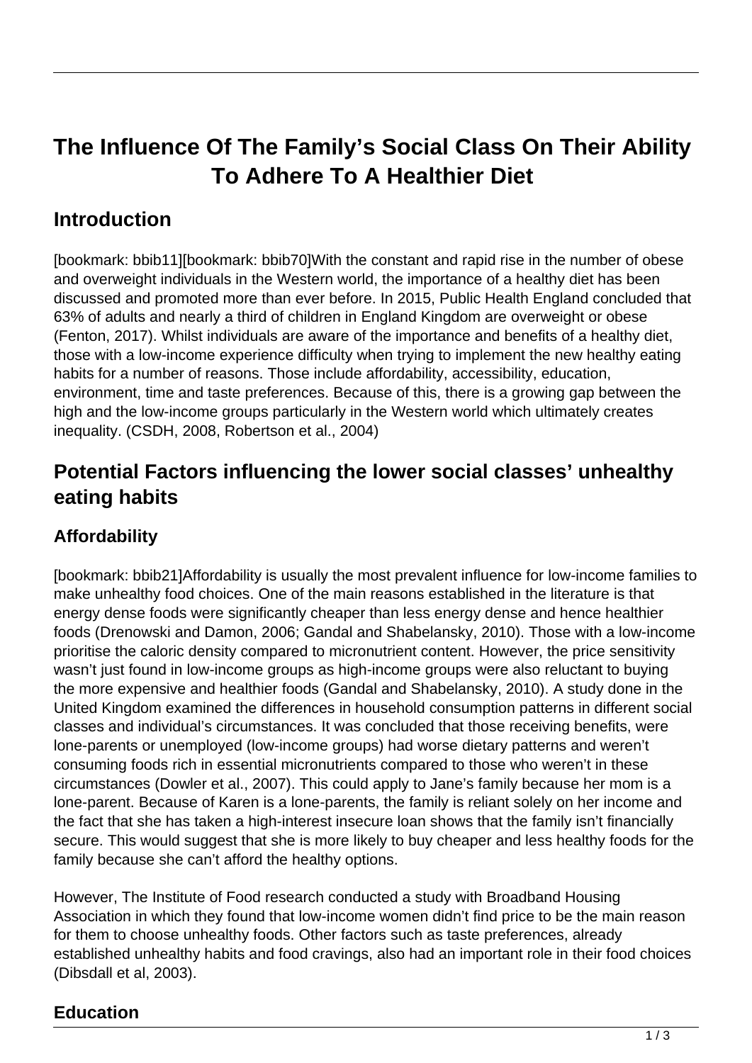# The Influence Of The Family's Social Class On Their Ability To Adhere To A Healthier Diet

## Introduction

[bookmark: bbib11][bookmark: bbib70]With the constant and rapid rise in the number of obese and overweight individuals in the Western world, the importance of a healthy diet has been discussed and promoted more than ever before. In 2015, Public Health England concluded that 63% of adults and nearly a third of children in England Kingdom are overweight or obese (Fenton, 2017). Whilst individuals are aware of the importance and benefits of a healthy diet, those with a low-income experience difficulty when trying to implement the new healthy eating habits for a number of reasons. Those include affordability, accessibility, education, environment, time and taste preferences. Because of this, there is a growing gap between the high and the low-income groups particularly in the Western world which ultimately creates inequality. (CSDH, 2008, Robertson et al., 2004)

## Potential Factors influencing the lower social classes' unhealthy eating habits

### Affordability

[bookmark: bbib21]Affordability is usually the most prevalent influence for low-income families to make unhealthy food choices. One of the main reasons established in the literature is that energy dense foods were significantly cheaper than less energy dense and hence healthier foods (Drenowski and Damon, 2006; Gandal and Shabelansky, 2010). Those with a low-income prioritise the caloric density compared to micronutrient content. However, the price sensitivity wasn't just found in low-income groups as high-income groups were also reluctant to buying the more expensive and healthier foods (Gandal and Shabelansky, 2010). A study done in the United Kingdom examined the differences in household consumption patterns in different social classes and individual's circumstances. It was concluded that those receiving benefits, were lone-parents or unemployed (low-income groups) had worse dietary patterns and weren't consuming foods rich in essential micronutrients compared to those who weren't in these circumstances (Dowler et al., 2007). This could apply to Jane's family because her mom is a lone-parent. Because of Karen is a lone-parents, the family is reliant solely on her income and the fact that she has taken a high-interest insecure loan shows that the family isn't financially secure. This would suggest that she is more likely to buy cheaper and less healthy foods for the family because she can't afford the healthy options.

However, The Institute of Food research conducted a study with Broadband Housing Association in which they found that low-income women didn't find price to be the main reason for them to choose unhealthy foods. Other factors such as taste preferences, already established unhealthy habits and food cravings, also had an important role in their food choices (Dibsdall et al, 2003).

### Education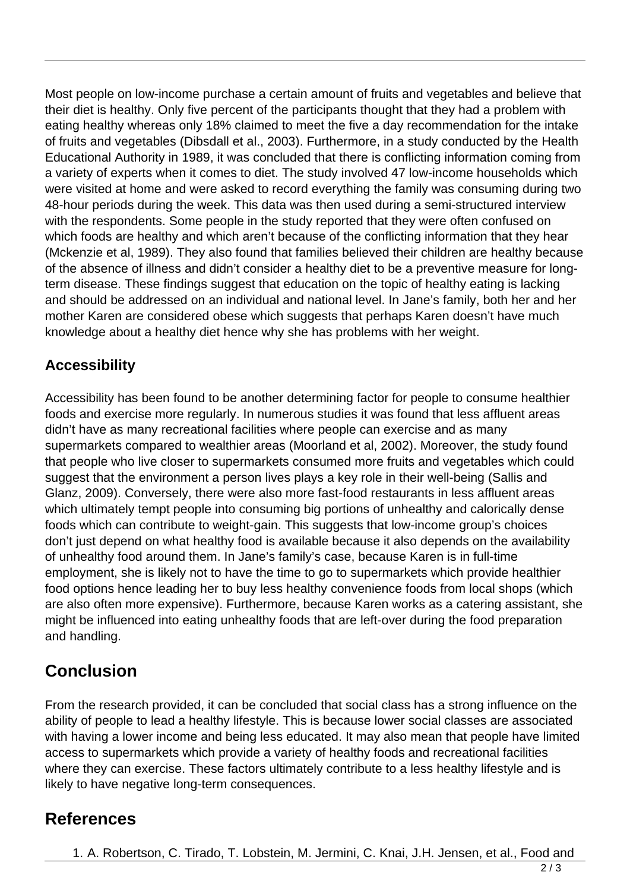Most people on low-income purchase a certain amount of fruits and vegetables and believe that their diet is healthy. Only five percent of the participants thought that they had a problem with eating healthy whereas only 18% claimed to meet the five a day recommendation for the intake of fruits and vegetables (Dibsdall et al., 2003). Furthermore, in a study conducted by the Health Educational Authority in 1989, it was concluded that there is conflicting information coming from a variety of experts when it comes to diet. The study involved 47 low-income households which were visited at home and were asked to record everything the family was consuming during two 48-hour periods during the week. This data was then used during a semi-structured interview with the respondents. Some people in the study reported that they were often confused on which foods are healthy and which aren't because of the conflicting information that they hear (Mckenzie et al, 1989). They also found that families believed their children are healthy because of the absence of illness and didn't consider a healthy diet to be a preventive measure for long-term disease. These findings suggest that education on the topic of healthy eating is lacking and should be addressed on an individual and national level. In Jane's family, both her and her mother Karen are considered obese which suggests that perhaps Karen doesn't have much knowledge about a healthy diet hence why she has problems with her weight.

### Accessibility

Accessibility has been found to be another determining factor for people to consume healthier foods and exercise more regularly. In numerous studies it was found that less affluent areas didn't have as many recreational facilities where people can exercise and as many supermarkets compared to wealthier areas (Moorland et al, 2002). Moreover, the study found that people who live closer to supermarkets consumed more fruits and vegetables which could suggest that the environment a person lives plays a key role in their well-being (Sallis and Glanz, 2009). Conversely, there were also more fast-food restaurants in less affluent areas which ultimately tempt people into consuming big portions of unhealthy and calorically dense foods which can contribute to weight-gain. This suggests that low-income group's choices don't just depend on what healthy food is available because it also depends on the availability of unhealthy food around them. In Jane's family's case, because Karen is in full-time employment, she is likely not to have the time to go to supermarkets which provide healthier food options hence leading her to buy less healthy convenience foods from local shops (which are also often more expensive). Furthermore, because Karen works as a catering assistant, she might be influenced into eating unhealthy foods that are left-over during the food preparation and handling.

## Conclusion

From the research provided, it can be concluded that social class has a strong influence on the ability of people to lead a healthy lifestyle. This is because lower social classes are associated with having a lower income and being less educated. It may also mean that people have limited access to supermarkets which provide a variety of healthy foods and recreational facilities where they can exercise. These factors ultimately contribute to a less healthy lifestyle and is likely to have negative long-term consequences.

## References

1. A. Robertson, C. Tirado, T. Lobstein, M. Jermini, C. Knai, J.H. Jensen, et al., Food and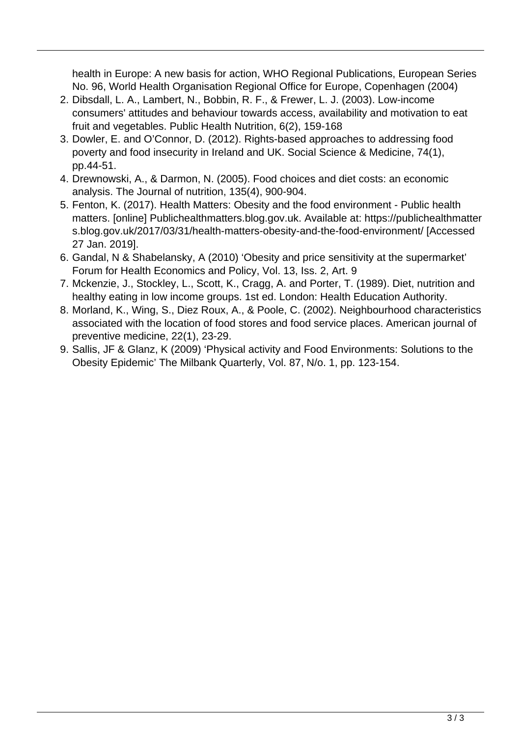health in Europe: A new basis for action, WHO Regional Publications, European Series No. 96, World Health Organisation Regional Office for Europe, Copenhagen (2004)

2. Dibsdall, L. A., Lambert, N., Bobbin, R. F., & Frewer, L. J. (2003). Low-income consumers' attitudes and behaviour towards access, availability and motivation to eat fruit and vegetables. Public Health Nutrition, 6(2), 159-168
3. Dowler, E. and O'Connor, D. (2012). Rights-based approaches to addressing food poverty and food insecurity in Ireland and UK. Social Science & Medicine, 74(1), pp.44-51.
4. Drewnowski, A., & Darmon, N. (2005). Food choices and diet costs: an economic analysis. The Journal of nutrition, 135(4), 900-904.
5. Fenton, K. (2017). Health Matters: Obesity and the food environment - Public health matters. [online] Publichealthmatters.blog.gov.uk. Available at: https://publichealthmatters.blog.gov.uk/2017/03/31/health-matters-obesity-and-the-food-environment/ [Accessed 27 Jan. 2019].
6. Gandal, N & Shabelansky, A (2010) 'Obesity and price sensitivity at the supermarket' Forum for Health Economics and Policy, Vol. 13, Iss. 2, Art. 9
7. Mckenzie, J., Stockley, L., Scott, K., Cragg, A. and Porter, T. (1989). Diet, nutrition and healthy eating in low income groups. 1st ed. London: Health Education Authority.
8. Morland, K., Wing, S., Diez Roux, A., & Poole, C. (2002). Neighbourhood characteristics associated with the location of food stores and food service places. American journal of preventive medicine, 22(1), 23-29.
9. Sallis, JF & Glanz, K (2009) 'Physical activity and Food Environments: Solutions to the Obesity Epidemic' The Milbank Quarterly, Vol. 87, N/o. 1, pp. 123-154.